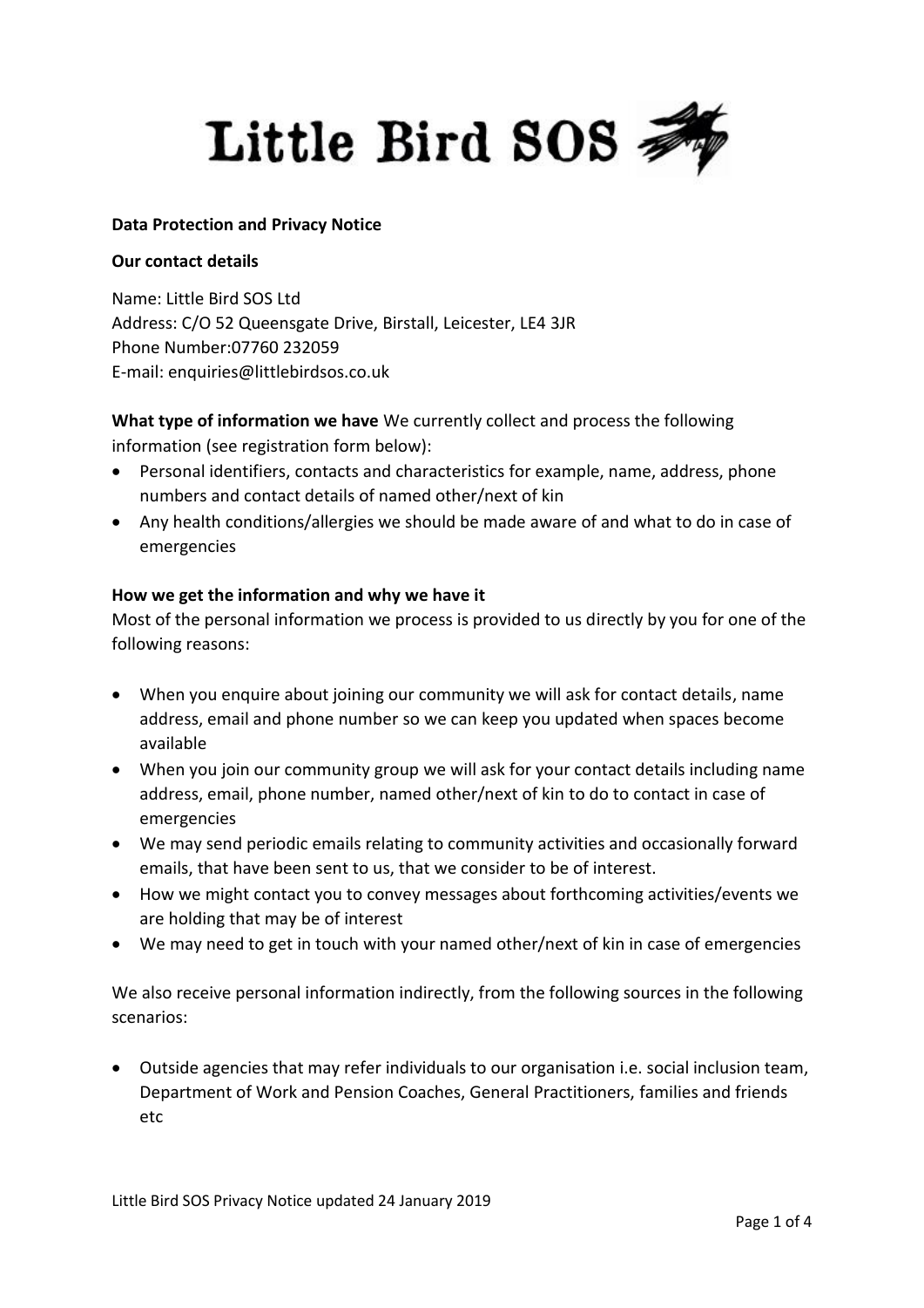# Little Bird SOS

**Data Protection and Privacy Notice**

**Our contact details**

Name: Little Bird SOS Ltd
Address: C/O 52 Queensgate Drive, Birstall, Leicester, LE4 3JR
Phone Number:07760 232059
E-mail: enquiries@littlebirdsos.co.uk

**What type of information we have** We currently collect and process the following information (see registration form below):

- Personal identifiers, contacts and characteristics for example, name, address, phone numbers and contact details of named other/next of kin
- Any health conditions/allergies we should be made aware of and what to do in case of emergencies

**How we get the information and why we have it**

Most of the personal information we process is provided to us directly by you for one of the following reasons:

- When you enquire about joining our community we will ask for contact details, name address, email and phone number so we can keep you updated when spaces become available
- When you join our community group we will ask for your contact details including name address, email, phone number, named other/next of kin to do to contact in case of emergencies
- We may send periodic emails relating to community activities and occasionally forward emails, that have been sent to us, that we consider to be of interest.
- How we might contact you to convey messages about forthcoming activities/events we are holding that may be of interest
- We may need to get in touch with your named other/next of kin in case of emergencies

We also receive personal information indirectly, from the following sources in the following scenarios:

- Outside agencies that may refer individuals to our organisation i.e. social inclusion team, Department of Work and Pension Coaches, General Practitioners, families and friends etc

Little Bird SOS Privacy Notice updated 24 January 2019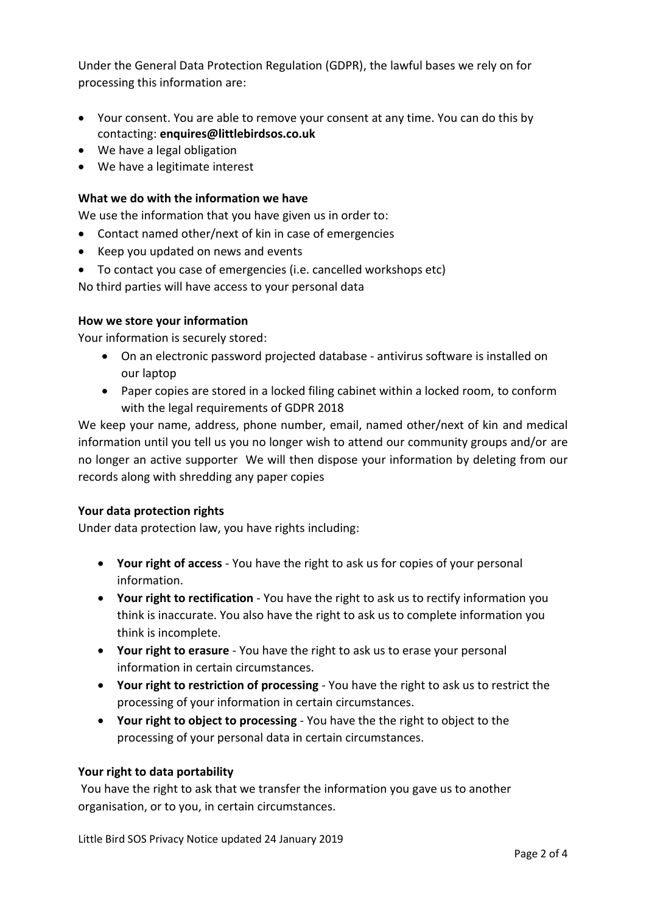Under the General Data Protection Regulation (GDPR), the lawful bases we rely on for processing this information are:

- Your consent. You are able to remove your consent at any time. You can do this by contacting: **enquires@littlebirdsos.co.uk**
- We have a legal obligation
- We have a legitimate interest

**What we do with the information we have**

We use the information that you have given us in order to:

- Contact named other/next of kin in case of emergencies
- Keep you updated on news and events
- To contact you case of emergencies (i.e. cancelled workshops etc)

No third parties will have access to your personal data

**How we store your information**

Your information is securely stored:

- On an electronic password projected database - antivirus software is installed on our laptop
- Paper copies are stored in a locked filing cabinet within a locked room, to conform with the legal requirements of GDPR 2018

We keep your name, address, phone number, email, named other/next of kin and medical information until you tell us you no longer wish to attend our community groups and/or are no longer an active supporter  We will then dispose your information by deleting from our records along with shredding any paper copies

**Your data protection rights**

Under data protection law, you have rights including:

- **Your right of access** - You have the right to ask us for copies of your personal information.
- **Your right to rectification** - You have the right to ask us to rectify information you think is inaccurate. You also have the right to ask us to complete information you think is incomplete.
- **Your right to erasure** - You have the right to ask us to erase your personal information in certain circumstances.
- **Your right to restriction of processing** - You have the right to ask us to restrict the processing of your information in certain circumstances.
- **Your right to object to processing** - You have the the right to object to the processing of your personal data in certain circumstances.

**Your right to data portability**

You have the right to ask that we transfer the information you gave us to another organisation, or to you, in certain circumstances.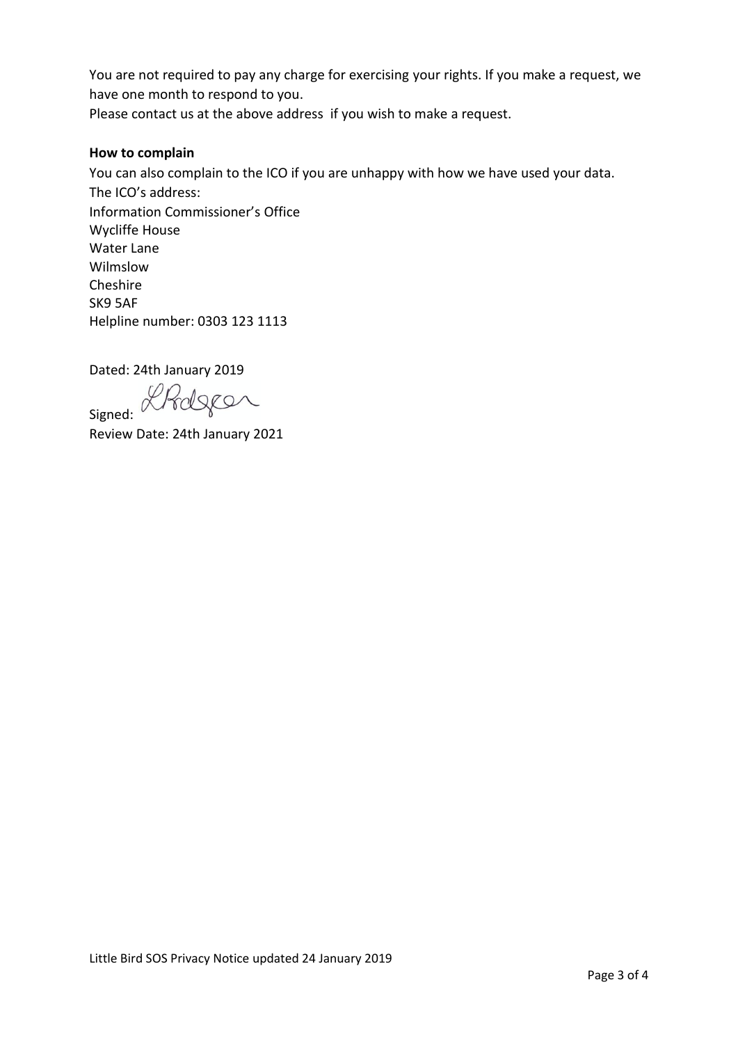You are not required to pay any charge for exercising your rights. If you make a request, we have one month to respond to you.

Please contact us at the above address if you wish to make a request.

**How to complain**

You can also complain to the ICO if you are unhappy with how we have used your data.

The ICO's address:

Information Commissioner's Office
Wycliffe House
Water Lane
Wilmslow
Cheshire
SK9 5AF

Helpline number: 0303 123 1113

Dated: 24th January 2019

Signed: LRodgers

Review Date: 24th January 2021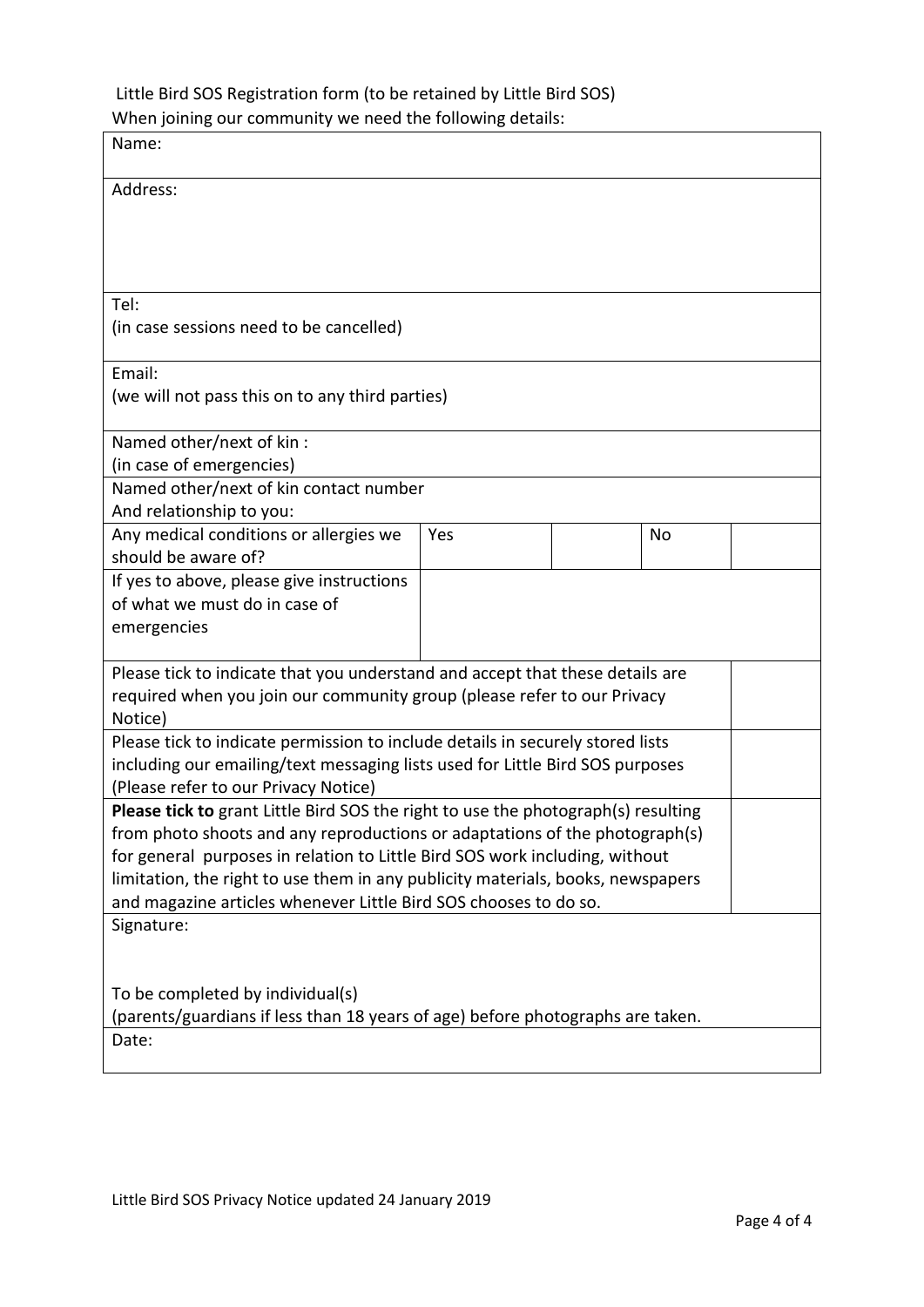Little Bird SOS Registration form (to be retained by Little Bird SOS)

When joining our community we need the following details:

| | | | | |
|---|---|---|---|---|
| Name: | | | | |
| Address: | | | | |
| Tel:<br>(in case sessions need to be cancelled) | | | | |
| Email:<br>(we will not pass this on to any third parties) | | | | |
| Named other/next of kin :<br>(in case of emergencies) | | | | |
| Named other/next of kin contact number<br>And relationship to you: | | | | |
| Any medical conditions or allergies we should be aware of? | Yes | | No | |
| If yes to above, please give instructions of what we must do in case of emergencies | | | | |
| Please tick to indicate that you understand and accept that these details are required when you join our community group (please refer to our Privacy Notice) | | | | |
| Please tick to indicate permission to include details in securely stored lists including our emailing/text messaging lists used for Little Bird SOS purposes (Please refer to our Privacy Notice) | | | | |
| **Please tick to** grant Little Bird SOS the right to use the photograph(s) resulting from photo shoots and any reproductions or adaptations of the photograph(s) for general purposes in relation to Little Bird SOS work including, without limitation, the right to use them in any publicity materials, books, newspapers and magazine articles whenever Little Bird SOS chooses to do so. | | | | |
| Signature:<br><br>To be completed by individual(s)<br>(parents/guardians if less than 18 years of age) before photographs are taken. | | | | |
| Date: | | | | |

Little Bird SOS Privacy Notice updated 24 January 2019